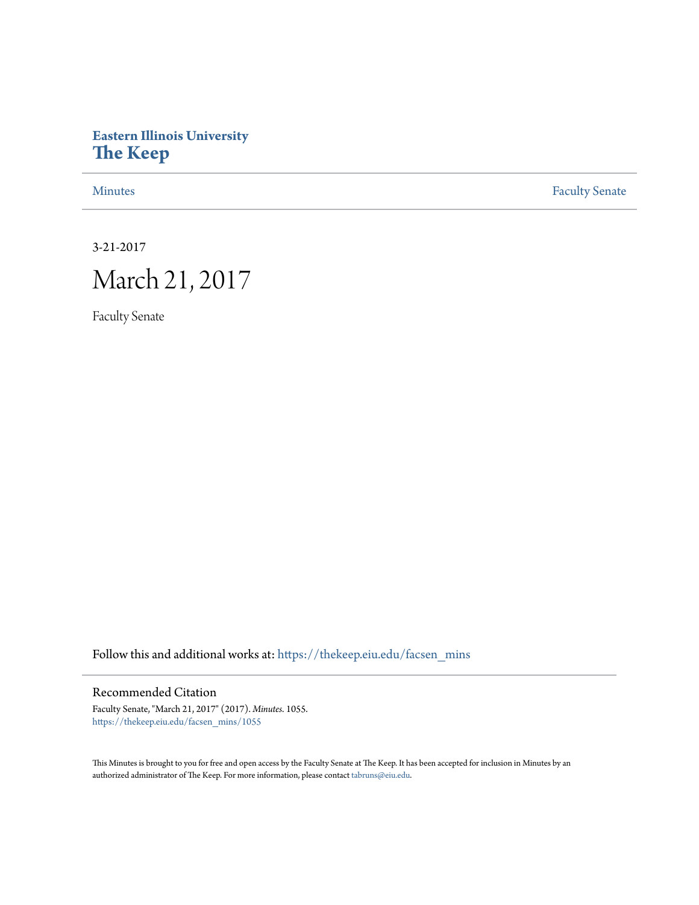**Eastern Illinois University**
# The Keep

Minutes | Faculty Senate

3-21-2017

# March 21, 2017

Faculty Senate

Follow this and additional works at: https://thekeep.eiu.edu/facsen_mins

## Recommended Citation

Faculty Senate, "March 21, 2017" (2017). *Minutes*. 1055.
https://thekeep.eiu.edu/facsen_mins/1055

This Minutes is brought to you for free and open access by the Faculty Senate at The Keep. It has been accepted for inclusion in Minutes by an authorized administrator of The Keep. For more information, please contact tabruns@eiu.edu.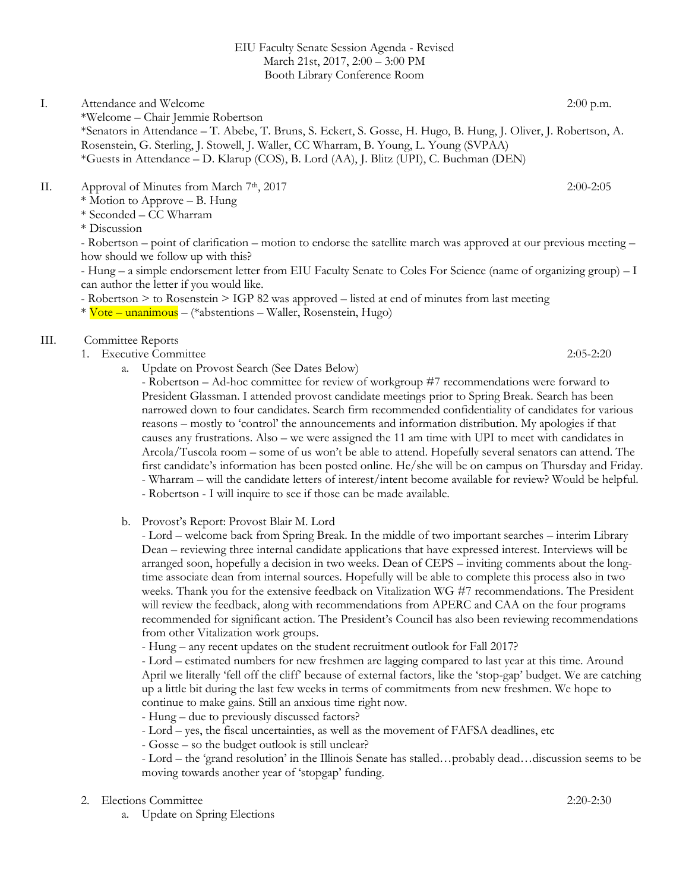EIU Faculty Senate Session Agenda - Revised
March 21st, 2017, 2:00 – 3:00 PM
Booth Library Conference Room

I. Attendance and Welcome 2:00 p.m.
*Welcome – Chair Jemmie Robertson
*Senators in Attendance – T. Abebe, T. Bruns, S. Eckert, S. Gosse, H. Hugo, B. Hung, J. Oliver, J. Robertson, A. Rosenstein, G. Sterling, J. Stowell, J. Waller, CC Wharram, B. Young, L. Young (SVPAA)
*Guests in Attendance – D. Klarup (COS), B. Lord (AA), J. Blitz (UPI), C. Buchman (DEN)

II. Approval of Minutes from March 7th, 2017 2:00-2:05
* Motion to Approve – B. Hung
* Seconded – CC Wharram
* Discussion
- Robertson – point of clarification – motion to endorse the satellite march was approved at our previous meeting – how should we follow up with this?
- Hung – a simple endorsement letter from EIU Faculty Senate to Coles For Science (name of organizing group) – I can author the letter if you would like.
- Robertson > to Rosenstein > IGP 82 was approved – listed at end of minutes from last meeting
* Vote – unanimous – (*abstentions – Waller, Rosenstein, Hugo)

III. Committee Reports

1. Executive Committee 2:05-2:20
   a. Update on Provost Search (See Dates Below)
   - Robertson – Ad-hoc committee for review of workgroup #7 recommendations were forward to President Glassman. I attended provost candidate meetings prior to Spring Break. Search has been narrowed down to four candidates. Search firm recommended confidentiality of candidates for various reasons – mostly to 'control' the announcements and information distribution. My apologies if that causes any frustrations. Also – we were assigned the 11 am time with UPI to meet with candidates in Arcola/Tuscola room – some of us won't be able to attend. Hopefully several senators can attend. The first candidate's information has been posted online. He/she will be on campus on Thursday and Friday.
   - Wharram – will the candidate letters of interest/intent become available for review? Would be helpful.
   - Robertson - I will inquire to see if those can be made available.

   b. Provost's Report: Provost Blair M. Lord
   - Lord – welcome back from Spring Break. In the middle of two important searches – interim Library Dean – reviewing three internal candidate applications that have expressed interest. Interviews will be arranged soon, hopefully a decision in two weeks. Dean of CEPS – inviting comments about the long-time associate dean from internal sources. Hopefully will be able to complete this process also in two weeks. Thank you for the extensive feedback on Vitalization WG #7 recommendations. The President will review the feedback, along with recommendations from APERC and CAA on the four programs recommended for significant action. The President's Council has also been reviewing recommendations from other Vitalization work groups.
   - Hung – any recent updates on the student recruitment outlook for Fall 2017?
   - Lord – estimated numbers for new freshmen are lagging compared to last year at this time. Around April we literally 'fell off the cliff' because of external factors, like the 'stop-gap' budget. We are catching up a little bit during the last few weeks in terms of commitments from new freshmen. We hope to continue to make gains. Still an anxious time right now.
   - Hung – due to previously discussed factors?
   - Lord – yes, the fiscal uncertainties, as well as the movement of FAFSA deadlines, etc
   - Gosse – so the budget outlook is still unclear?
   - Lord – the 'grand resolution' in the Illinois Senate has stalled…probably dead…discussion seems to be moving towards another year of 'stopgap' funding.

2. Elections Committee 2:20-2:30
   a. Update on Spring Elections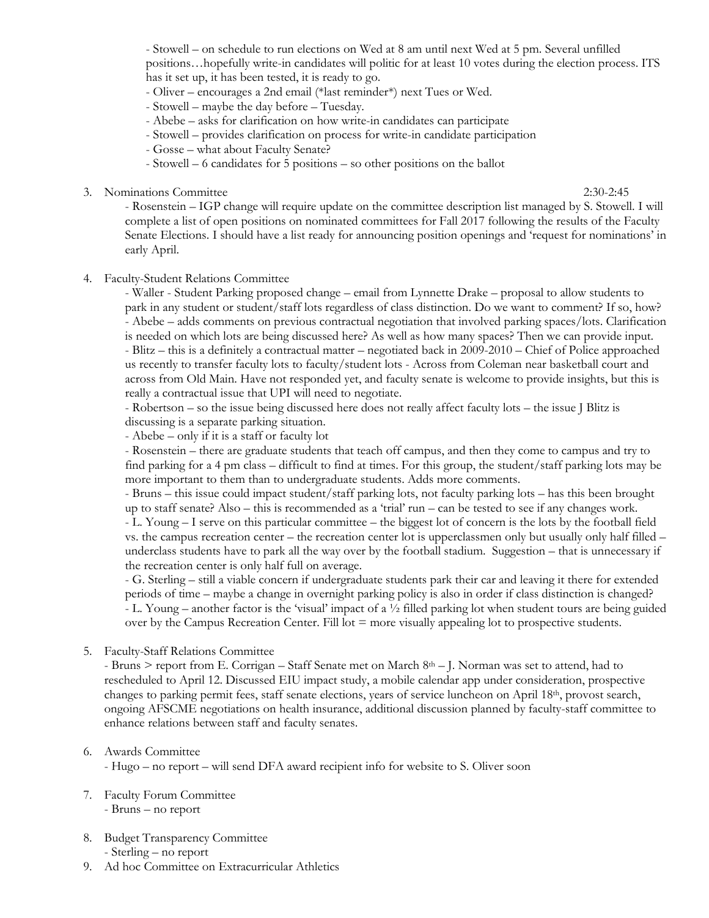- Stowell – on schedule to run elections on Wed at 8 am until next Wed at 5 pm. Several unfilled positions…hopefully write-in candidates will politic for at least 10 votes during the election process. ITS has it set up, it has been tested, it is ready to go.
- Oliver – encourages a 2nd email (*last reminder*) next Tues or Wed.
- Stowell – maybe the day before – Tuesday.
- Abebe – asks for clarification on how write-in candidates can participate
- Stowell – provides clarification on process for write-in candidate participation
- Gosse – what about Faculty Senate?
- Stowell – 6 candidates for 5 positions – so other positions on the ballot

3. Nominations Committee 2:30-2:45
   - Rosenstein – IGP change will require update on the committee description list managed by S. Stowell. I will complete a list of open positions on nominated committees for Fall 2017 following the results of the Faculty Senate Elections. I should have a list ready for announcing position openings and 'request for nominations' in early April.

4. Faculty-Student Relations Committee
   - Waller - Student Parking proposed change – email from Lynnette Drake – proposal to allow students to park in any student or student/staff lots regardless of class distinction. Do we want to comment? If so, how?
   - Abebe – adds comments on previous contractual negotiation that involved parking spaces/lots. Clarification is needed on which lots are being discussed here? As well as how many spaces? Then we can provide input.
   - Blitz – this is a definitely a contractual matter – negotiated back in 2009-2010 – Chief of Police approached us recently to transfer faculty lots to faculty/student lots - Across from Coleman near basketball court and across from Old Main. Have not responded yet, and faculty senate is welcome to provide insights, but this is really a contractual issue that UPI will need to negotiate.
   - Robertson – so the issue being discussed here does not really affect faculty lots – the issue J Blitz is discussing is a separate parking situation.
   - Abebe – only if it is a staff or faculty lot
   - Rosenstein – there are graduate students that teach off campus, and then they come to campus and try to find parking for a 4 pm class – difficult to find at times. For this group, the student/staff parking lots may be more important to them than to undergraduate students. Adds more comments.
   - Bruns – this issue could impact student/staff parking lots, not faculty parking lots – has this been brought up to staff senate? Also – this is recommended as a 'trial' run – can be tested to see if any changes work.
   - L. Young – I serve on this particular committee – the biggest lot of concern is the lots by the football field vs. the campus recreation center – the recreation center lot is upperclassmen only but usually only half filled – underclass students have to park all the way over by the football stadium. Suggestion – that is unnecessary if the recreation center is only half full on average.
   - G. Sterling – still a viable concern if undergraduate students park their car and leaving it there for extended periods of time – maybe a change in overnight parking policy is also in order if class distinction is changed?
   - L. Young – another factor is the 'visual' impact of a ½ filled parking lot when student tours are being guided over by the Campus Recreation Center. Fill lot = more visually appealing lot to prospective students.

5. Faculty-Staff Relations Committee
   - Bruns > report from E. Corrigan – Staff Senate met on March 8th – J. Norman was set to attend, had to rescheduled to April 12. Discussed EIU impact study, a mobile calendar app under consideration, prospective changes to parking permit fees, staff senate elections, years of service luncheon on April 18th, provost search, ongoing AFSCME negotiations on health insurance, additional discussion planned by faculty-staff committee to enhance relations between staff and faculty senates.

6. Awards Committee
   - Hugo – no report – will send DFA award recipient info for website to S. Oliver soon

7. Faculty Forum Committee
   - Bruns – no report

8. Budget Transparency Committee
   - Sterling – no report

9. Ad hoc Committee on Extracurricular Athletics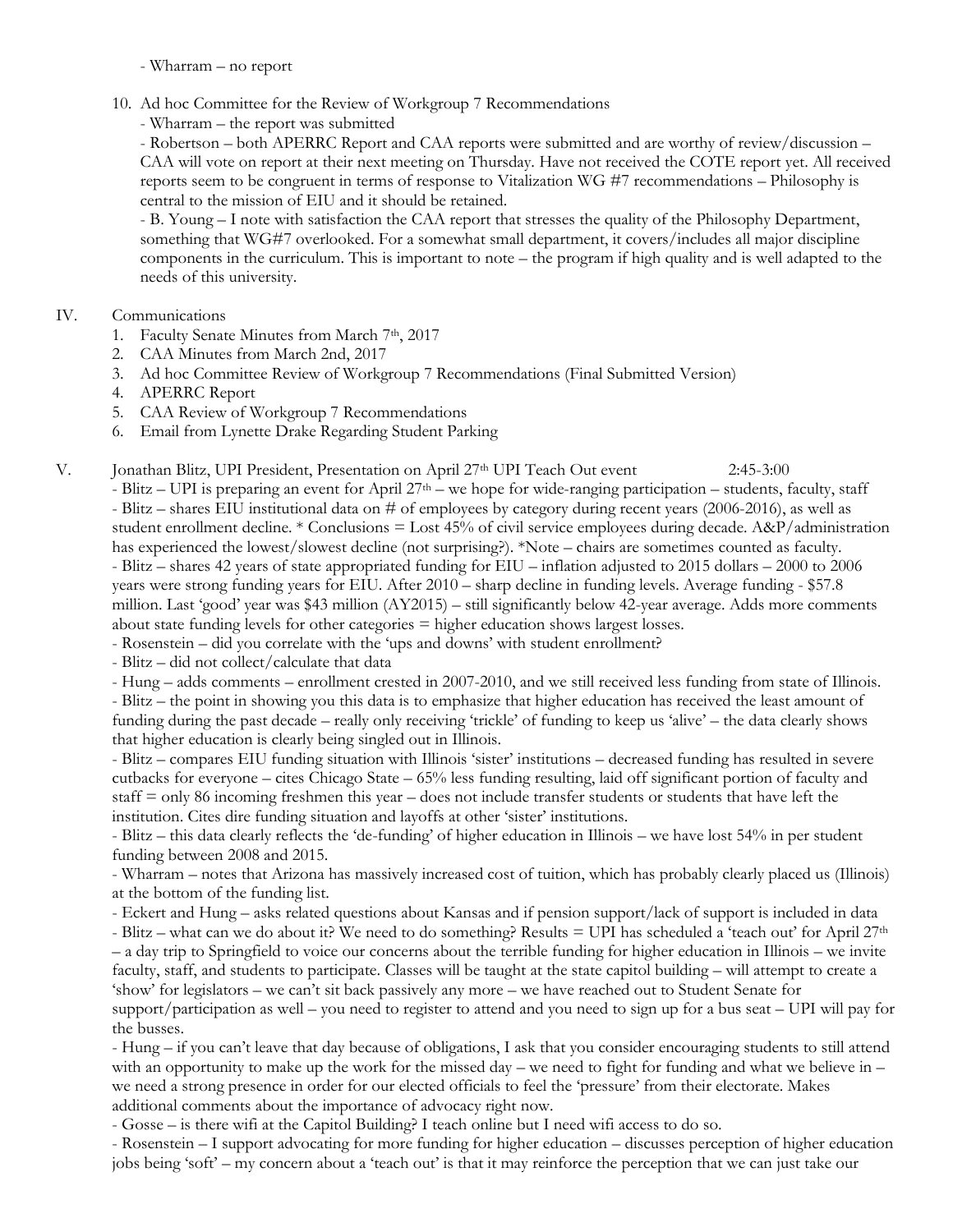- Wharram – no report

10. Ad hoc Committee for the Review of Workgroup 7 Recommendations
    - Wharram – the report was submitted
    - Robertson – both APERRC Report and CAA reports were submitted and are worthy of review/discussion – CAA will vote on report at their next meeting on Thursday. Have not received the COTE report yet. All received reports seem to be congruent in terms of response to Vitalization WG #7 recommendations – Philosophy is central to the mission of EIU and it should be retained.
    - B. Young – I note with satisfaction the CAA report that stresses the quality of the Philosophy Department, something that WG#7 overlooked. For a somewhat small department, it covers/includes all major discipline components in the curriculum. This is important to note – the program if high quality and is well adapted to the needs of this university.

IV. Communications
1. Faculty Senate Minutes from March 7th, 2017
2. CAA Minutes from March 2nd, 2017
3. Ad hoc Committee Review of Workgroup 7 Recommendations (Final Submitted Version)
4. APERRC Report
5. CAA Review of Workgroup 7 Recommendations
6. Email from Lynette Drake Regarding Student Parking

V. Jonathan Blitz, UPI President, Presentation on April 27th UPI Teach Out event 2:45-3:00

- Blitz – UPI is preparing an event for April 27th – we hope for wide-ranging participation – students, faculty, staff
- Blitz – shares EIU institutional data on # of employees by category during recent years (2006-2016), as well as student enrollment decline. * Conclusions = Lost 45% of civil service employees during decade. A&P/administration has experienced the lowest/slowest decline (not surprising?). *Note – chairs are sometimes counted as faculty.
- Blitz – shares 42 years of state appropriated funding for EIU – inflation adjusted to 2015 dollars – 2000 to 2006 years were strong funding years for EIU. After 2010 – sharp decline in funding levels. Average funding - $57.8 million. Last 'good' year was $43 million (AY2015) – still significantly below 42-year average. Adds more comments about state funding levels for other categories = higher education shows largest losses.
- Rosenstein – did you correlate with the 'ups and downs' with student enrollment?
- Blitz – did not collect/calculate that data
- Hung – adds comments – enrollment crested in 2007-2010, and we still received less funding from state of Illinois.
- Blitz – the point in showing you this data is to emphasize that higher education has received the least amount of funding during the past decade – really only receiving 'trickle' of funding to keep us 'alive' – the data clearly shows that higher education is clearly being singled out in Illinois.
- Blitz – compares EIU funding situation with Illinois 'sister' institutions – decreased funding has resulted in severe cutbacks for everyone – cites Chicago State – 65% less funding resulting, laid off significant portion of faculty and staff = only 86 incoming freshmen this year – does not include transfer students or students that have left the institution. Cites dire funding situation and layoffs at other 'sister' institutions.
- Blitz – this data clearly reflects the 'de-funding' of higher education in Illinois – we have lost 54% in per student funding between 2008 and 2015.
- Wharram – notes that Arizona has massively increased cost of tuition, which has probably clearly placed us (Illinois) at the bottom of the funding list.
- Eckert and Hung – asks related questions about Kansas and if pension support/lack of support is included in data
- Blitz – what can we do about it? We need to do something? Results = UPI has scheduled a 'teach out' for April 27th – a day trip to Springfield to voice our concerns about the terrible funding for higher education in Illinois – we invite faculty, staff, and students to participate. Classes will be taught at the state capitol building – will attempt to create a 'show' for legislators – we can't sit back passively any more – we have reached out to Student Senate for support/participation as well – you need to register to attend and you need to sign up for a bus seat – UPI will pay for the busses.
- Hung – if you can't leave that day because of obligations, I ask that you consider encouraging students to still attend with an opportunity to make up the work for the missed day – we need to fight for funding and what we believe in – we need a strong presence in order for our elected officials to feel the 'pressure' from their electorate. Makes additional comments about the importance of advocacy right now.
- Gosse – is there wifi at the Capitol Building? I teach online but I need wifi access to do so.
- Rosenstein – I support advocating for more funding for higher education – discusses perception of higher education jobs being 'soft' – my concern about a 'teach out' is that it may reinforce the perception that we can just take our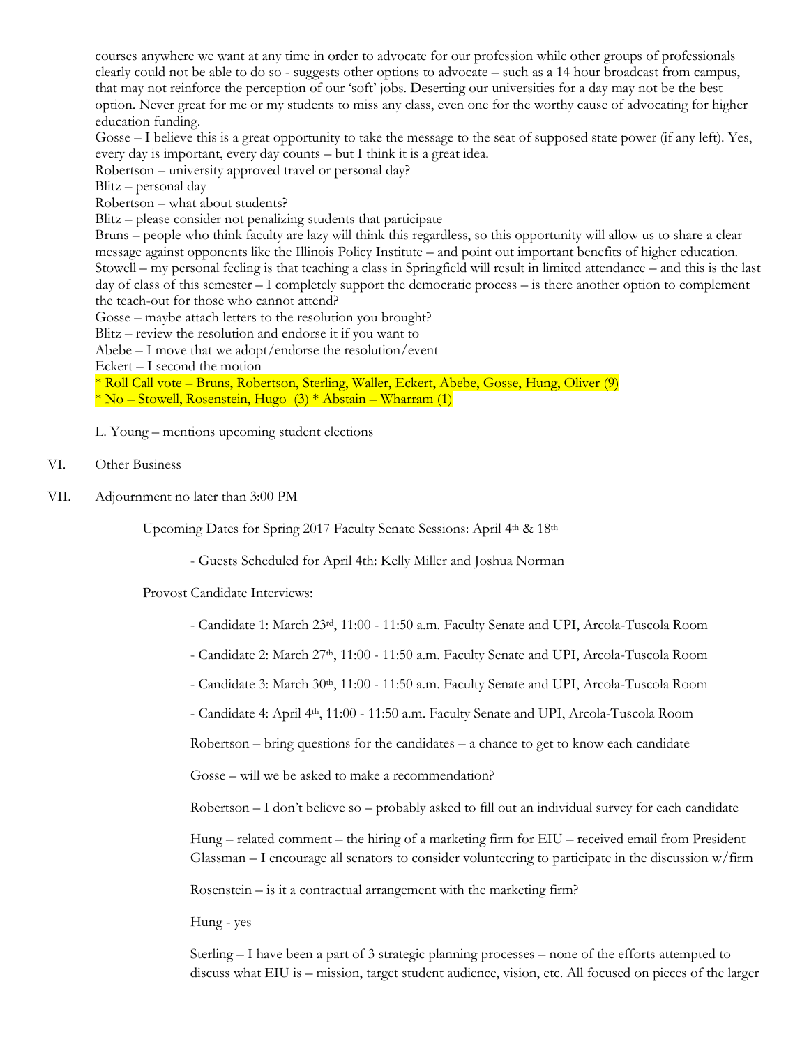courses anywhere we want at any time in order to advocate for our profession while other groups of professionals clearly could not be able to do so - suggests other options to advocate – such as a 14 hour broadcast from campus, that may not reinforce the perception of our 'soft' jobs. Deserting our universities for a day may not be the best option. Never great for me or my students to miss any class, even one for the worthy cause of advocating for higher education funding.

Gosse – I believe this is a great opportunity to take the message to the seat of supposed state power (if any left). Yes, every day is important, every day counts – but I think it is a great idea.

Robertson – university approved travel or personal day?

Blitz – personal day

Robertson – what about students?

Blitz – please consider not penalizing students that participate

Bruns – people who think faculty are lazy will think this regardless, so this opportunity will allow us to share a clear message against opponents like the Illinois Policy Institute – and point out important benefits of higher education.

Stowell – my personal feeling is that teaching a class in Springfield will result in limited attendance – and this is the last day of class of this semester – I completely support the democratic process – is there another option to complement the teach-out for those who cannot attend?

Gosse – maybe attach letters to the resolution you brought?

Blitz – review the resolution and endorse it if you want to

Abebe – I move that we adopt/endorse the resolution/event

Eckert – I second the motion

* Roll Call vote – Bruns, Robertson, Sterling, Waller, Eckert, Abebe, Gosse, Hung, Oliver (9)
* No – Stowell, Rosenstein, Hugo (3) * Abstain – Wharram (1)

L. Young – mentions upcoming student elections

VI. Other Business

VII. Adjournment no later than 3:00 PM

Upcoming Dates for Spring 2017 Faculty Senate Sessions: April 4th & 18th

- Guests Scheduled for April 4th: Kelly Miller and Joshua Norman

Provost Candidate Interviews:

- Candidate 1: March 23rd, 11:00 - 11:50 a.m. Faculty Senate and UPI, Arcola-Tuscola Room
- Candidate 2: March 27th, 11:00 - 11:50 a.m. Faculty Senate and UPI, Arcola-Tuscola Room
- Candidate 3: March 30th, 11:00 - 11:50 a.m. Faculty Senate and UPI, Arcola-Tuscola Room
- Candidate 4: April 4th, 11:00 - 11:50 a.m. Faculty Senate and UPI, Arcola-Tuscola Room

Robertson – bring questions for the candidates – a chance to get to know each candidate

Gosse – will we be asked to make a recommendation?

Robertson – I don't believe so – probably asked to fill out an individual survey for each candidate

Hung – related comment – the hiring of a marketing firm for EIU – received email from President Glassman – I encourage all senators to consider volunteering to participate in the discussion w/firm

Rosenstein – is it a contractual arrangement with the marketing firm?

Hung - yes

Sterling – I have been a part of 3 strategic planning processes – none of the efforts attempted to discuss what EIU is – mission, target student audience, vision, etc. All focused on pieces of the larger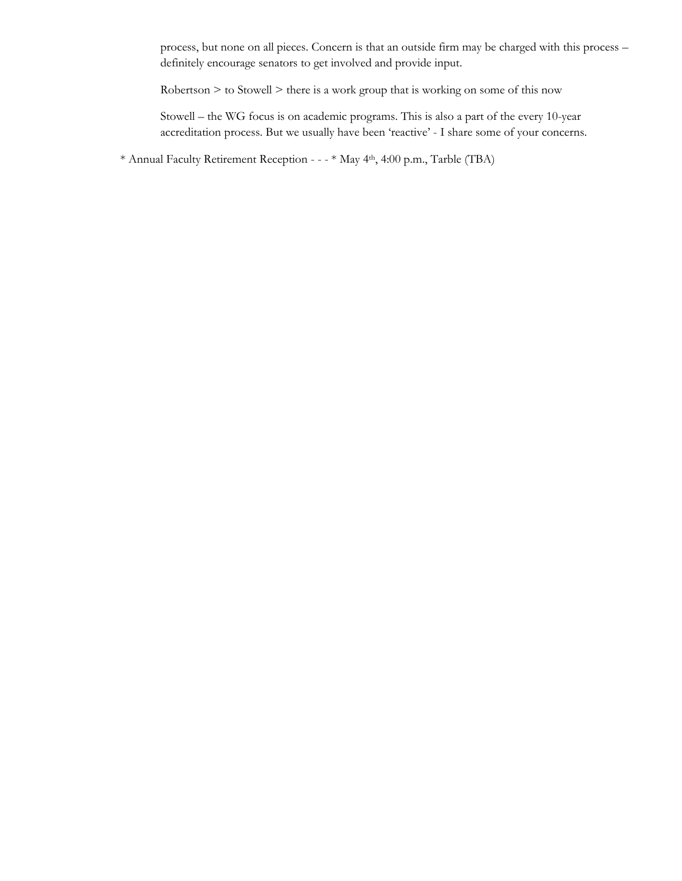process, but none on all pieces. Concern is that an outside firm may be charged with this process – definitely encourage senators to get involved and provide input.

Robertson > to Stowell > there is a work group that is working on some of this now

Stowell – the WG focus is on academic programs. This is also a part of the every 10-year accreditation process. But we usually have been 'reactive' - I share some of your concerns.

* Annual Faculty Retirement Reception - - - * May 4th, 4:00 p.m., Tarble (TBA)